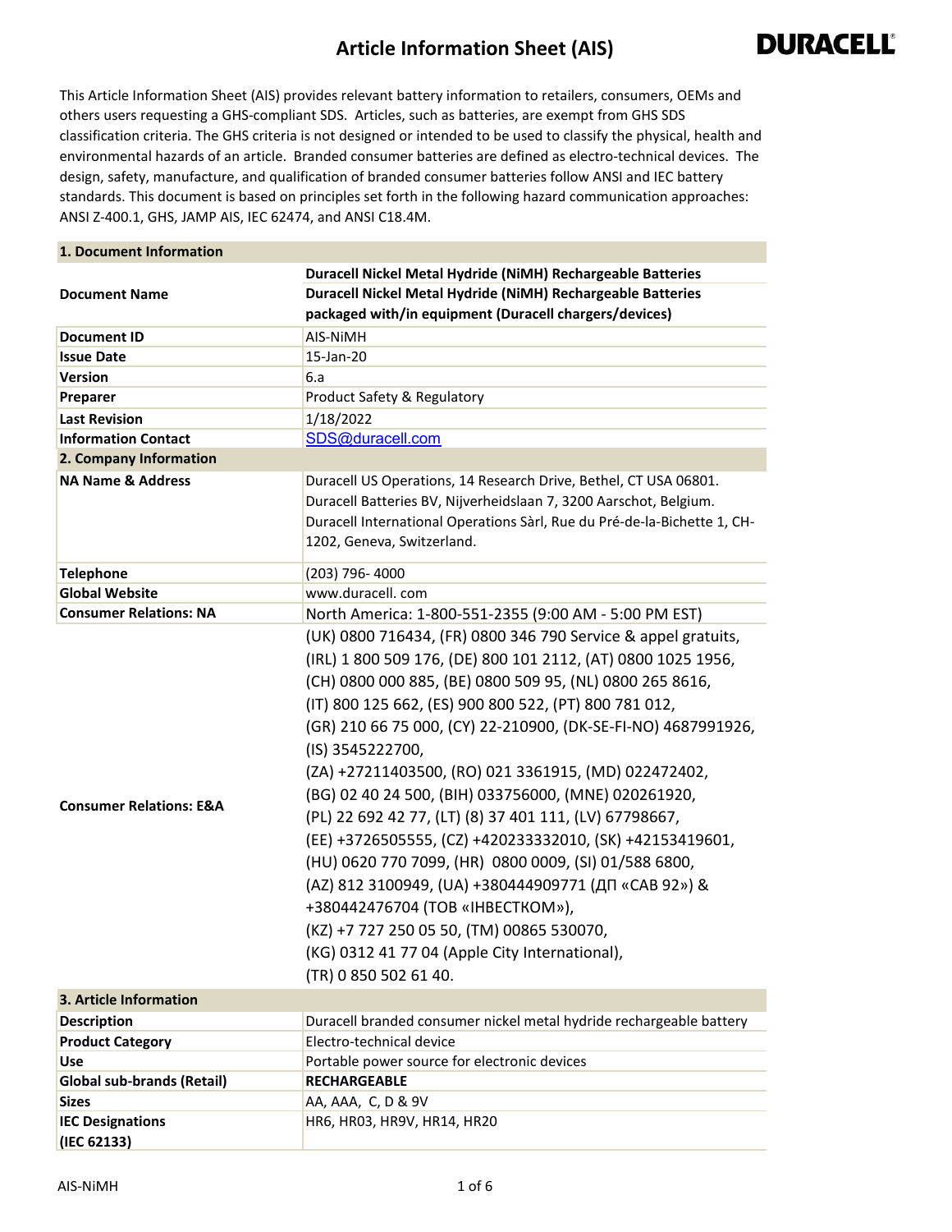# Article Information Sheet (AIS)

DURACELL®

This Article Information Sheet (AIS) provides relevant battery information to retailers, consumers, OEMs and others users requesting a GHS-compliant SDS. Articles, such as batteries, are exempt from GHS SDS classification criteria. The GHS criteria is not designed or intended to be used to classify the physical, health and environmental hazards of an article. Branded consumer batteries are defined as electro-technical devices. The design, safety, manufacture, and qualification of branded consumer batteries follow ANSI and IEC battery standards. This document is based on principles set forth in the following hazard communication approaches: ANSI Z-400.1, GHS, JAMP AIS, IEC 62474, and ANSI C18.4M.

| **1. Document Information** | |
|---|---|
| **Document Name** | **Duracell Nickel Metal Hydride (NiMH) Rechargeable Batteries**<br>**Duracell Nickel Metal Hydride (NiMH) Rechargeable Batteries packaged with/in equipment (Duracell chargers/devices)** |
| **Document ID** | AIS-NiMH |
| **Issue Date** | 15-Jan-20 |
| **Version** | 6.a |
| **Preparer** | Product Safety & Regulatory |
| **Last Revision** | 1/18/2022 |
| **Information Contact** | SDS@duracell.com |
| **2. Company Information** | |
| **NA Name & Address** | Duracell US Operations, 14 Research Drive, Bethel, CT USA 06801.<br>Duracell Batteries BV, Nijverheidslaan 7, 3200 Aarschot, Belgium.<br>Duracell International Operations Sàrl, Rue du Pré-de-la-Bichette 1, CH-1202, Geneva, Switzerland. |
| **Telephone** | (203) 796- 4000 |
| **Global Website** | www.duracell. com |
| **Consumer Relations: NA** | North America: 1-800-551-2355 (9:00 AM - 5:00 PM EST) |
| **Consumer Relations: E&A** | (UK) 0800 716434, (FR) 0800 346 790 Service & appel gratuits, (IRL) 1 800 509 176, (DE) 800 101 2112, (AT) 0800 1025 1956, (CH) 0800 000 885, (BE) 0800 509 95, (NL) 0800 265 8616, (IT) 800 125 662, (ES) 900 800 522, (PT) 800 781 012, (GR) 210 66 75 000, (CY) 22-210900, (DK-SE-FI-NO) 4687991926, (IS) 3545222700, (ZA) +27211403500, (RO) 021 3361915, (MD) 022472402, (BG) 02 40 24 500, (BIH) 033756000, (MNE) 020261920, (PL) 22 692 42 77, (LT) (8) 37 401 111, (LV) 67798667, (EE) +3726505555, (CZ) +420233332010, (SK) +42153419601, (HU) 0620 770 7099, (HR) 0800 0009, (SI) 01/588 6800, (AZ) 812 3100949, (UA) +380444909771 (ДП «САВ 92») & +380442476704 (ТОВ «ІНВЕСТКОМ»), (KZ) +7 727 250 05 50, (TM) 00865 530070, (KG) 0312 41 77 04 (Apple City International), (TR) 0 850 502 61 40. |
| **3. Article Information** | |
| **Description** | Duracell branded consumer nickel metal hydride rechargeable battery |
| **Product Category** | Electro-technical device |
| **Use** | Portable power source for electronic devices |
| **Global sub-brands (Retail)** | **RECHARGEABLE** |
| **Sizes** | AA, AAA, C, D & 9V |
| **IEC Designations (IEC 62133)** | HR6, HR03, HR9V, HR14, HR20 |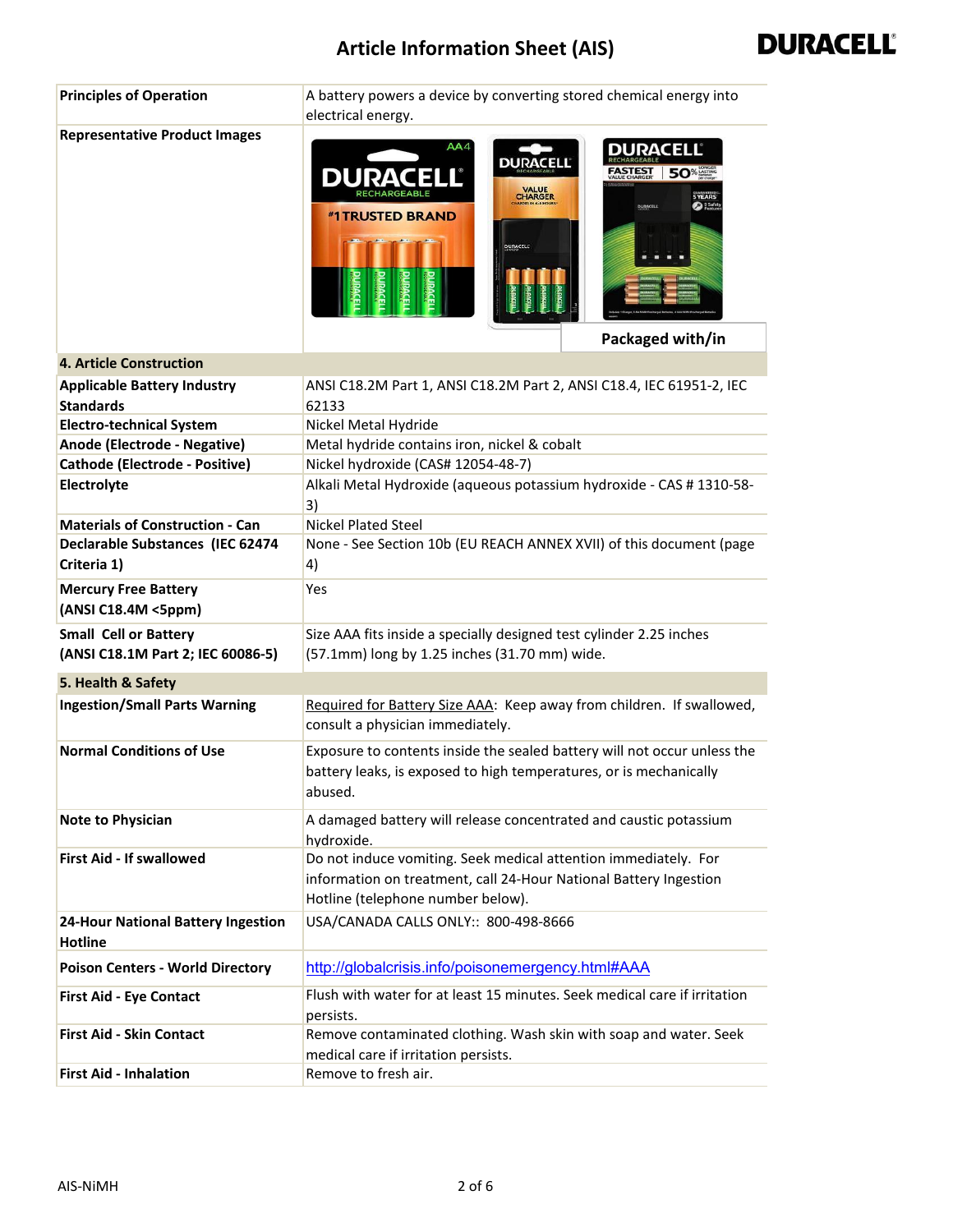| | |
|---|---|
| **Principles of Operation** | A battery powers a device by converting stored chemical energy into electrical energy. |
| **Representative Product Images** | Packaged with/in |
| **4. Article Construction** | |
| **Applicable Battery Industry Standards** | ANSI C18.2M Part 1, ANSI C18.2M Part 2, ANSI C18.4, IEC 61951-2, IEC 62133 |
| **Electro-technical System** | Nickel Metal Hydride |
| **Anode (Electrode - Negative)** | Metal hydride contains iron, nickel & cobalt |
| **Cathode (Electrode - Positive)** | Nickel hydroxide (CAS# 12054-48-7) |
| **Electrolyte** | Alkali Metal Hydroxide (aqueous potassium hydroxide - CAS # 1310-58-3) |
| **Materials of Construction - Can** | Nickel Plated Steel |
| **Declarable Substances (IEC 62474 Criteria 1)** | None - See Section 10b (EU REACH ANNEX XVII) of this document (page 4) |
| **Mercury Free Battery (ANSI C18.4M <5ppm)** | Yes |
| **Small Cell or Battery (ANSI C18.1M Part 2; IEC 60086-5)** | Size AAA fits inside a specially designed test cylinder 2.25 inches (57.1mm) long by 1.25 inches (31.70 mm) wide. |
| **5. Health & Safety** | |
| **Ingestion/Small Parts Warning** | Required for Battery Size AAA: Keep away from children. If swallowed, consult a physician immediately. |
| **Normal Conditions of Use** | Exposure to contents inside the sealed battery will not occur unless the battery leaks, is exposed to high temperatures, or is mechanically abused. |
| **Note to Physician** | A damaged battery will release concentrated and caustic potassium hydroxide. |
| **First Aid - If swallowed** | Do not induce vomiting. Seek medical attention immediately. For information on treatment, call 24-Hour National Battery Ingestion Hotline (telephone number below). |
| **24-Hour National Battery Ingestion Hotline** | USA/CANADA CALLS ONLY:: 800-498-8666 |
| **Poison Centers - World Directory** | http://globalcrisis.info/poisonemergency.html#AAA |
| **First Aid - Eye Contact** | Flush with water for at least 15 minutes. Seek medical care if irritation persists. |
| **First Aid - Skin Contact** | Remove contaminated clothing. Wash skin with soap and water. Seek medical care if irritation persists. |
| **First Aid - Inhalation** | Remove to fresh air. |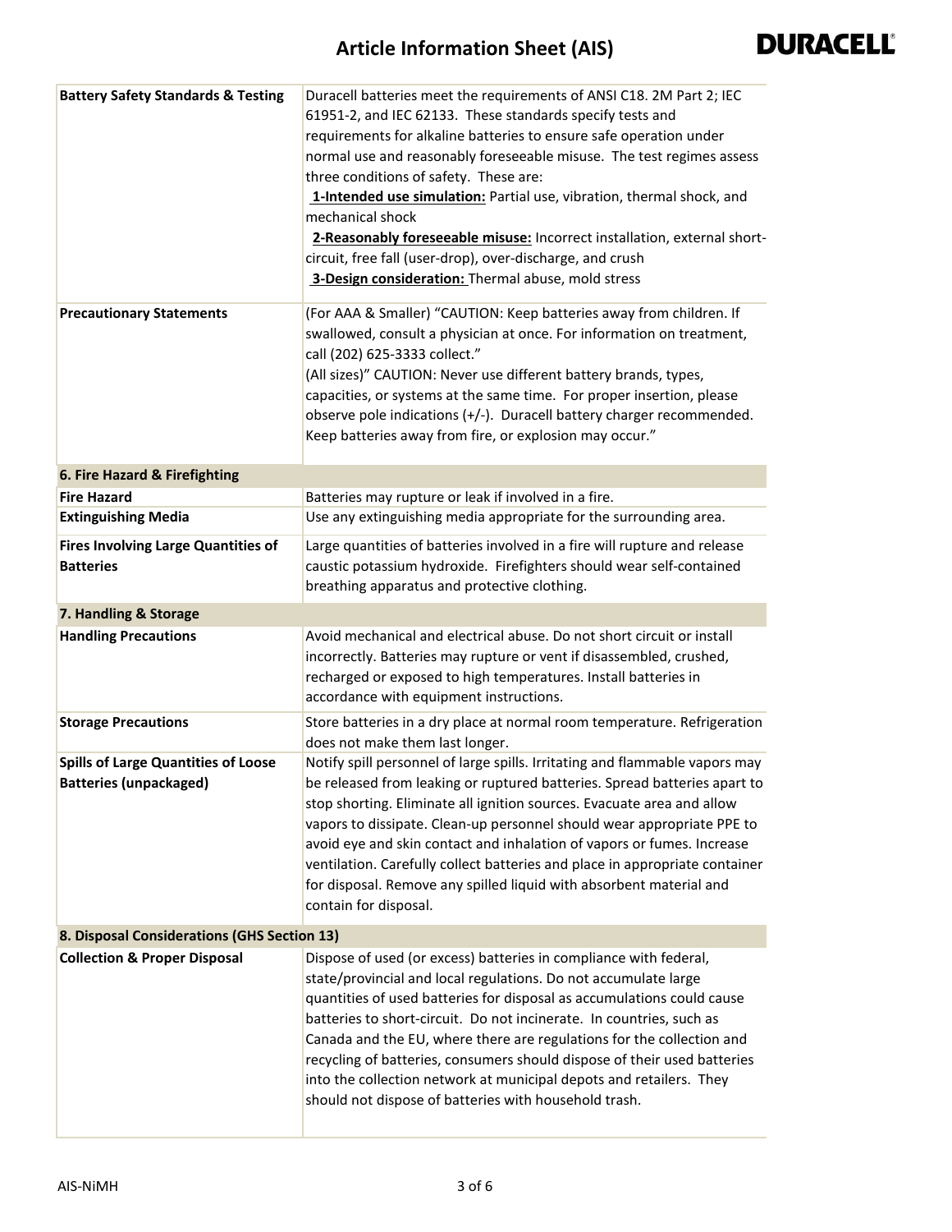| | |
|---|---|
| **Battery Safety Standards & Testing** | Duracell batteries meet the requirements of ANSI C18. 2M Part 2; IEC 61951-2, and IEC 62133. These standards specify tests and requirements for alkaline batteries to ensure safe operation under normal use and reasonably foreseeable misuse. The test regimes assess three conditions of safety. These are: <br> **1-Intended use simulation:** Partial use, vibration, thermal shock, and mechanical shock <br> **2-Reasonably foreseeable misuse:** Incorrect installation, external short-circuit, free fall (user-drop), over-discharge, and crush <br> **3-Design consideration:** Thermal abuse, mold stress |
| **Precautionary Statements** | (For AAA & Smaller) "CAUTION: Keep batteries away from children. If swallowed, consult a physician at once. For information on treatment, call (202) 625-3333 collect." <br> (All sizes)" CAUTION: Never use different battery brands, types, capacities, or systems at the same time. For proper insertion, please observe pole indications (+/-). Duracell battery charger recommended. Keep batteries away from fire, or explosion may occur." |
| **6. Fire Hazard & Firefighting** | |
| **Fire Hazard** | Batteries may rupture or leak if involved in a fire. |
| **Extinguishing Media** | Use any extinguishing media appropriate for the surrounding area. |
| **Fires Involving Large Quantities of Batteries** | Large quantities of batteries involved in a fire will rupture and release caustic potassium hydroxide. Firefighters should wear self-contained breathing apparatus and protective clothing. |
| **7. Handling & Storage** | |
| **Handling Precautions** | Avoid mechanical and electrical abuse. Do not short circuit or install incorrectly. Batteries may rupture or vent if disassembled, crushed, recharged or exposed to high temperatures. Install batteries in accordance with equipment instructions. |
| **Storage Precautions** | Store batteries in a dry place at normal room temperature. Refrigeration does not make them last longer. |
| **Spills of Large Quantities of Loose Batteries (unpackaged)** | Notify spill personnel of large spills. Irritating and flammable vapors may be released from leaking or ruptured batteries. Spread batteries apart to stop shorting. Eliminate all ignition sources. Evacuate area and allow vapors to dissipate. Clean-up personnel should wear appropriate PPE to avoid eye and skin contact and inhalation of vapors or fumes. Increase ventilation. Carefully collect batteries and place in appropriate container for disposal. Remove any spilled liquid with absorbent material and contain for disposal. |
| **8. Disposal Considerations (GHS Section 13)** | |
| **Collection & Proper Disposal** | Dispose of used (or excess) batteries in compliance with federal, state/provincial and local regulations. Do not accumulate large quantities of used batteries for disposal as accumulations could cause batteries to short-circuit. Do not incinerate. In countries, such as Canada and the EU, where there are regulations for the collection and recycling of batteries, consumers should dispose of their used batteries into the collection network at municipal depots and retailers. They should not dispose of batteries with household trash. |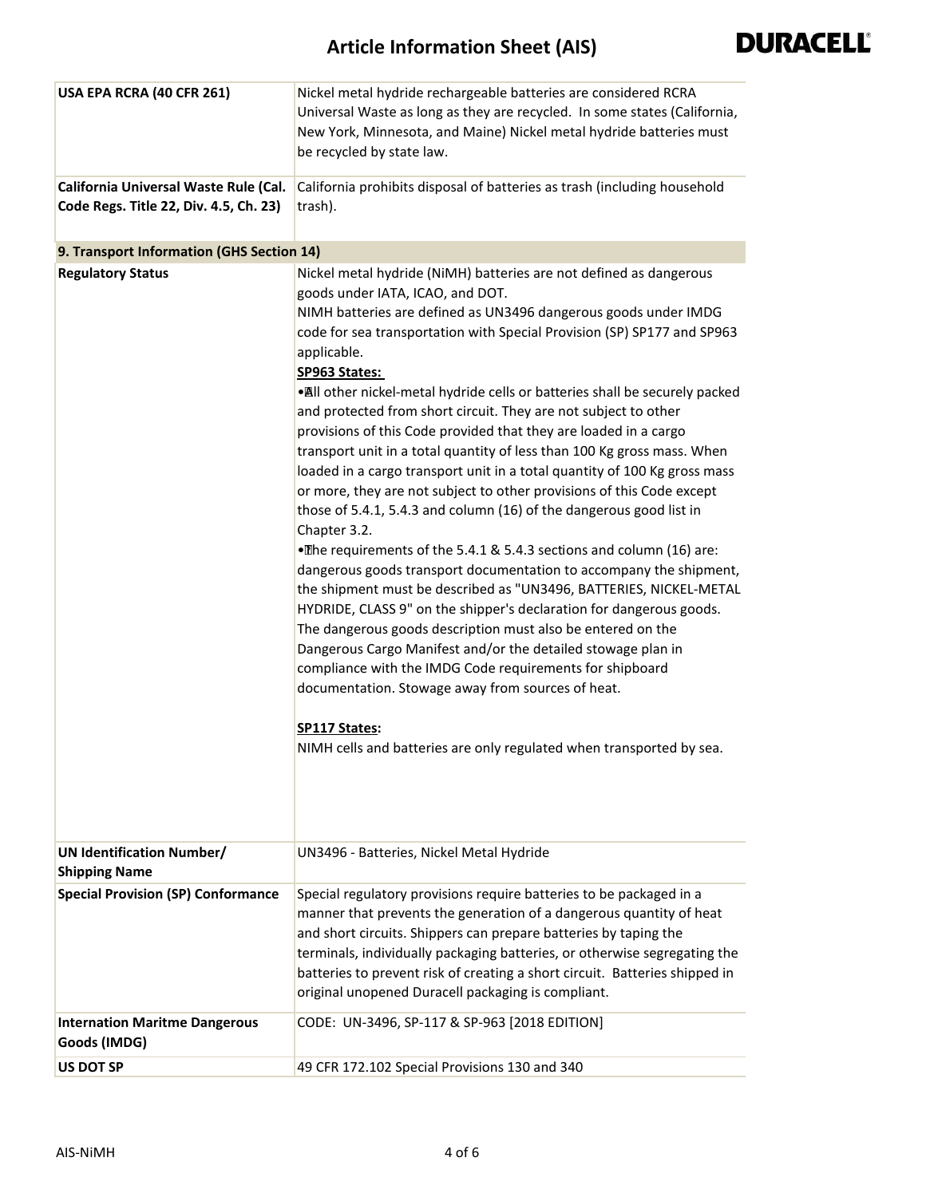| | |
|---|---|
| **USA EPA RCRA (40 CFR 261)** | Nickel metal hydride rechargeable batteries are considered RCRA Universal Waste as long as they are recycled. In some states (California, New York, Minnesota, and Maine) Nickel metal hydride batteries must be recycled by state law. |
| **California Universal Waste Rule (Cal. Code Regs. Title 22, Div. 4.5, Ch. 23)** | California prohibits disposal of batteries as trash (including household trash). |

**9. Transport Information (GHS Section 14)**

| | |
|---|---|
| **Regulatory Status** | Nickel metal hydride (NiMH) batteries are not defined as dangerous goods under IATA, ICAO, and DOT.<br>NIMH batteries are defined as UN3496 dangerous goods under IMDG code for sea transportation with Special Provision (SP) SP177 and SP963 applicable.<br>**SP963 States:**<br>• All other nickel-metal hydride cells or batteries shall be securely packed and protected from short circuit. They are not subject to other provisions of this Code provided that they are loaded in a cargo transport unit in a total quantity of less than 100 Kg gross mass. When loaded in a cargo transport unit in a total quantity of 100 Kg gross mass or more, they are not subject to other provisions of this Code except those of 5.4.1, 5.4.3 and column (16) of the dangerous good list in Chapter 3.2.<br>• The requirements of the 5.4.1 & 5.4.3 sections and column (16) are: dangerous goods transport documentation to accompany the shipment, the shipment must be described as "UN3496, BATTERIES, NICKEL-METAL HYDRIDE, CLASS 9" on the shipper's declaration for dangerous goods. The dangerous goods description must also be entered on the Dangerous Cargo Manifest and/or the detailed stowage plan in compliance with the IMDG Code requirements for shipboard documentation. Stowage away from sources of heat.<br><br>**SP117 States:**<br>NIMH cells and batteries are only regulated when transported by sea. |
| **UN Identification Number/ Shipping Name** | UN3496 - Batteries, Nickel Metal Hydride |
| **Special Provision (SP) Conformance** | Special regulatory provisions require batteries to be packaged in a manner that prevents the generation of a dangerous quantity of heat and short circuits. Shippers can prepare batteries by taping the terminals, individually packaging batteries, or otherwise segregating the batteries to prevent risk of creating a short circuit. Batteries shipped in original unopened Duracell packaging is compliant. |
| **Internation Maritme Dangerous Goods (IMDG)** | CODE: UN-3496, SP-117 & SP-963 [2018 EDITION] |
| **US DOT SP** | 49 CFR 172.102 Special Provisions 130 and 340 |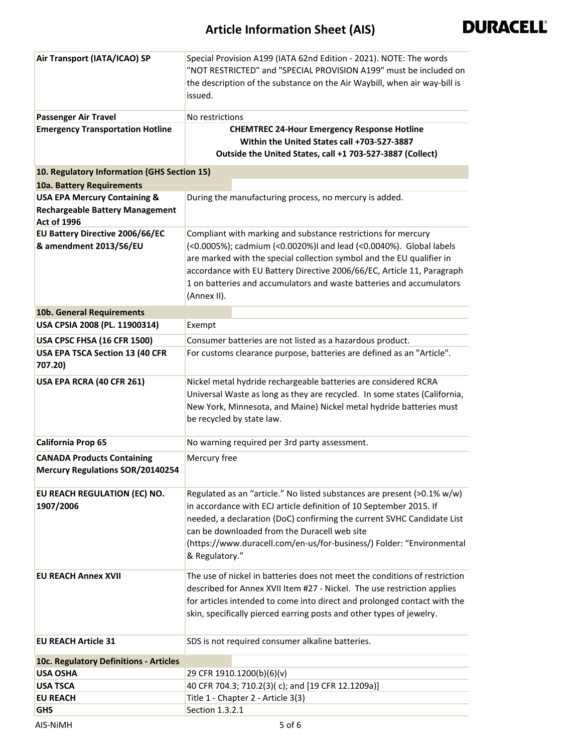| | |
|---|---|
| **Air Transport (IATA/ICAO) SP** | Special Provision A199 (IATA 62nd Edition - 2021). NOTE: The words "NOT RESTRICTED" and "SPECIAL PROVISION A199" must be included on the description of the substance on the Air Waybill, when air way-bill is issued. |
| **Passenger Air Travel** | No restrictions |
| **Emergency Transportation Hotline** | **CHEMTREC 24-Hour Emergency Response Hotline**<br>**Within the United States call +703-527-3887**<br>**Outside the United States, call +1 703-527-3887 (Collect)** |

## 10. Regulatory Information (GHS Section 15)

### 10a. Battery Requirements

| | |
|---|---|
| **USA EPA Mercury Containing & Rechargeable Battery Management Act of 1996** | During the manufacturing process, no mercury is added. |
| **EU Battery Directive 2006/66/EC & amendment 2013/56/EU** | Compliant with marking and substance restrictions for mercury (<0.0005%); cadmium (<0.0020%)l and lead (<0.0040%). Global labels are marked with the special collection symbol and the EU qualifier in accordance with EU Battery Directive 2006/66/EC, Article 11, Paragraph 1 on batteries and accumulators and waste batteries and accumulators (Annex II). |

### 10b. General Requirements

| | |
|---|---|
| **USA CPSIA 2008 (PL. 11900314)** | Exempt |
| **USA CPSC FHSA (16 CFR 1500)** | Consumer batteries are not listed as a hazardous product. |
| **USA EPA TSCA Section 13 (40 CFR 707.20)** | For customs clearance purpose, batteries are defined as an "Article". |
| **USA EPA RCRA (40 CFR 261)** | Nickel metal hydride rechargeable batteries are considered RCRA Universal Waste as long as they are recycled. In some states (California, New York, Minnesota, and Maine) Nickel metal hydride batteries must be recycled by state law. |
| **California Prop 65** | No warning required per 3rd party assessment. |
| **CANADA Products Containing Mercury Regulations SOR/20140254** | Mercury free |
| **EU REACH REGULATION (EC) NO. 1907/2006** | Regulated as an "article." No listed substances are present (>0.1% w/w) in accordance with ECJ article definition of 10 September 2015. If needed, a declaration (DoC) confirming the current SVHC Candidate List can be downloaded from the Duracell web site (https://www.duracell.com/en-us/for-business/) Folder: "Environmental & Regulatory." |
| **EU REACH Annex XVII** | The use of nickel in batteries does not meet the conditions of restriction described for Annex XVII Item #27 - Nickel. The use restriction applies for articles intended to come into direct and prolonged contact with the skin, specifically pierced earring posts and other types of jewelry. |
| **EU REACH Article 31** | SDS is not required consumer alkaline batteries. |

### 10c. Regulatory Definitions - Articles

| | |
|---|---|
| **USA OSHA** | 29 CFR 1910.1200(b)(6)(v) |
| **USA TSCA** | 40 CFR 704.3; 710.2(3)( c); and [19 CFR 12.1209a)] |
| **EU REACH** | Title 1 - Chapter 2 - Article 3(3) |
| **GHS** | Section 1.3.2.1 |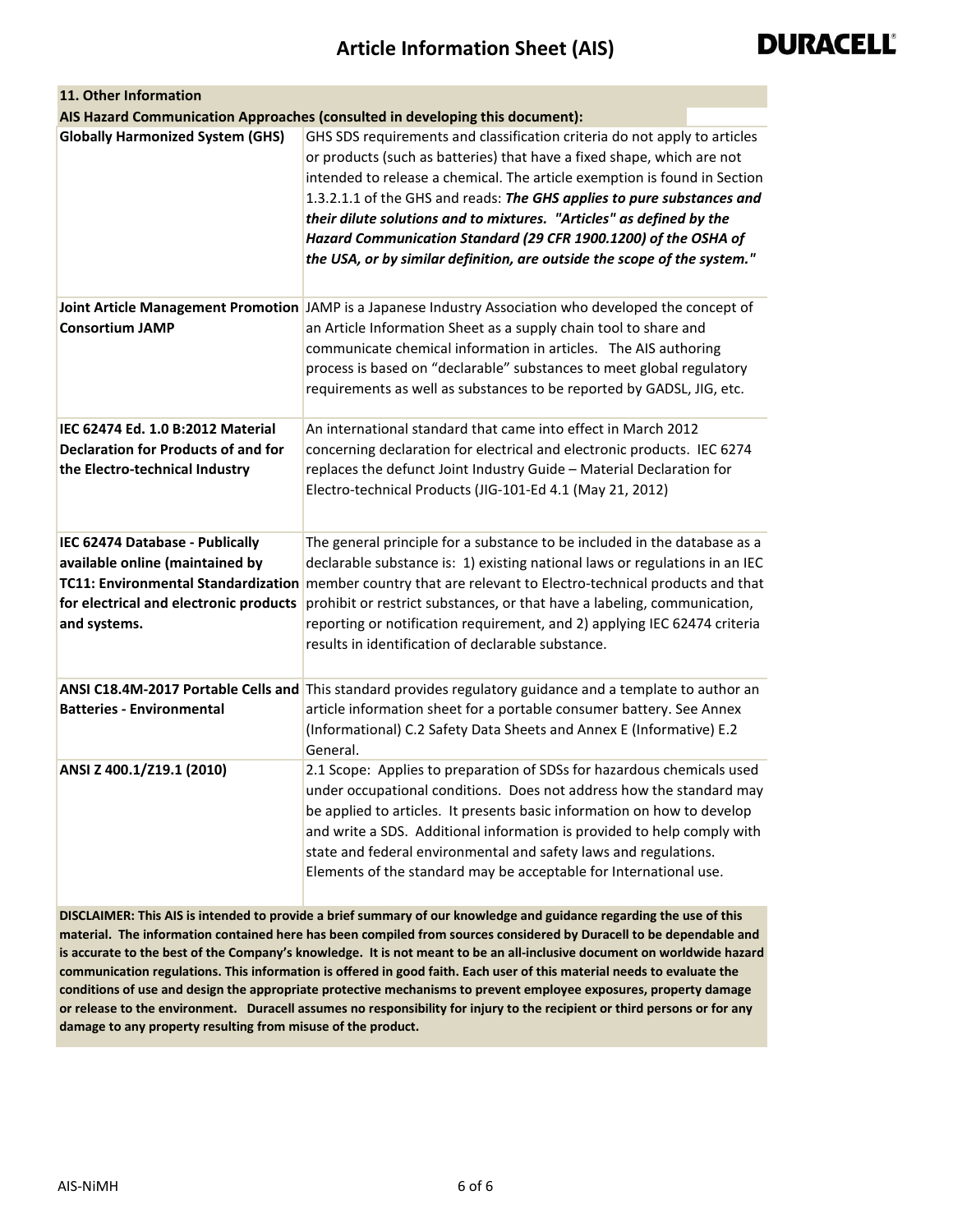## 11. Other Information

**AIS Hazard Communication Approaches (consulted in developing this document):**

| | |
|---|---|
| **Globally Harmonized System (GHS)** | GHS SDS requirements and classification criteria do not apply to articles or products (such as batteries) that have a fixed shape, which are not intended to release a chemical. The article exemption is found in Section 1.3.2.1.1 of the GHS and reads: ***The GHS applies to pure substances and their dilute solutions and to mixtures. "Articles" as defined by the Hazard Communication Standard (29 CFR 1900.1200) of the OSHA of the USA, or by similar definition, are outside the scope of the system."*** |
| **Joint Article Management Promotion Consortium JAMP** | JAMP is a Japanese Industry Association who developed the concept of an Article Information Sheet as a supply chain tool to share and communicate chemical information in articles. The AIS authoring process is based on "declarable" substances to meet global regulatory requirements as well as substances to be reported by GADSL, JIG, etc. |
| **IEC 62474 Ed. 1.0 B:2012 Material Declaration for Products of and for the Electro-technical Industry** | An international standard that came into effect in March 2012 concerning declaration for electrical and electronic products. IEC 6274 replaces the defunct Joint Industry Guide – Material Declaration for Electro-technical Products (JIG-101-Ed 4.1 (May 21, 2012) |
| **IEC 62474 Database - Publically available online (maintained by TC11: Environmental Standardization for electrical and electronic products and systems.** | The general principle for a substance to be included in the database as a declarable substance is: 1) existing national laws or regulations in an IEC member country that are relevant to Electro-technical products and that prohibit or restrict substances, or that have a labeling, communication, reporting or notification requirement, and 2) applying IEC 62474 criteria results in identification of declarable substance. |
| **ANSI C18.4M-2017 Portable Cells and Batteries - Environmental** | This standard provides regulatory guidance and a template to author an article information sheet for a portable consumer battery. See Annex (Informational) C.2 Safety Data Sheets and Annex E (Informative) E.2 General. |
| **ANSI Z 400.1/Z19.1 (2010)** | 2.1 Scope: Applies to preparation of SDSs for hazardous chemicals used under occupational conditions. Does not address how the standard may be applied to articles. It presents basic information on how to develop and write a SDS. Additional information is provided to help comply with state and federal environmental and safety laws and regulations. Elements of the standard may be acceptable for International use. |

**DISCLAIMER: This AIS is intended to provide a brief summary of our knowledge and guidance regarding the use of this material. The information contained here has been compiled from sources considered by Duracell to be dependable and is accurate to the best of the Company's knowledge. It is not meant to be an all-inclusive document on worldwide hazard communication regulations. This information is offered in good faith. Each user of this material needs to evaluate the conditions of use and design the appropriate protective mechanisms to prevent employee exposures, property damage or release to the environment. Duracell assumes no responsibility for injury to the recipient or third persons or for any damage to any property resulting from misuse of the product.**